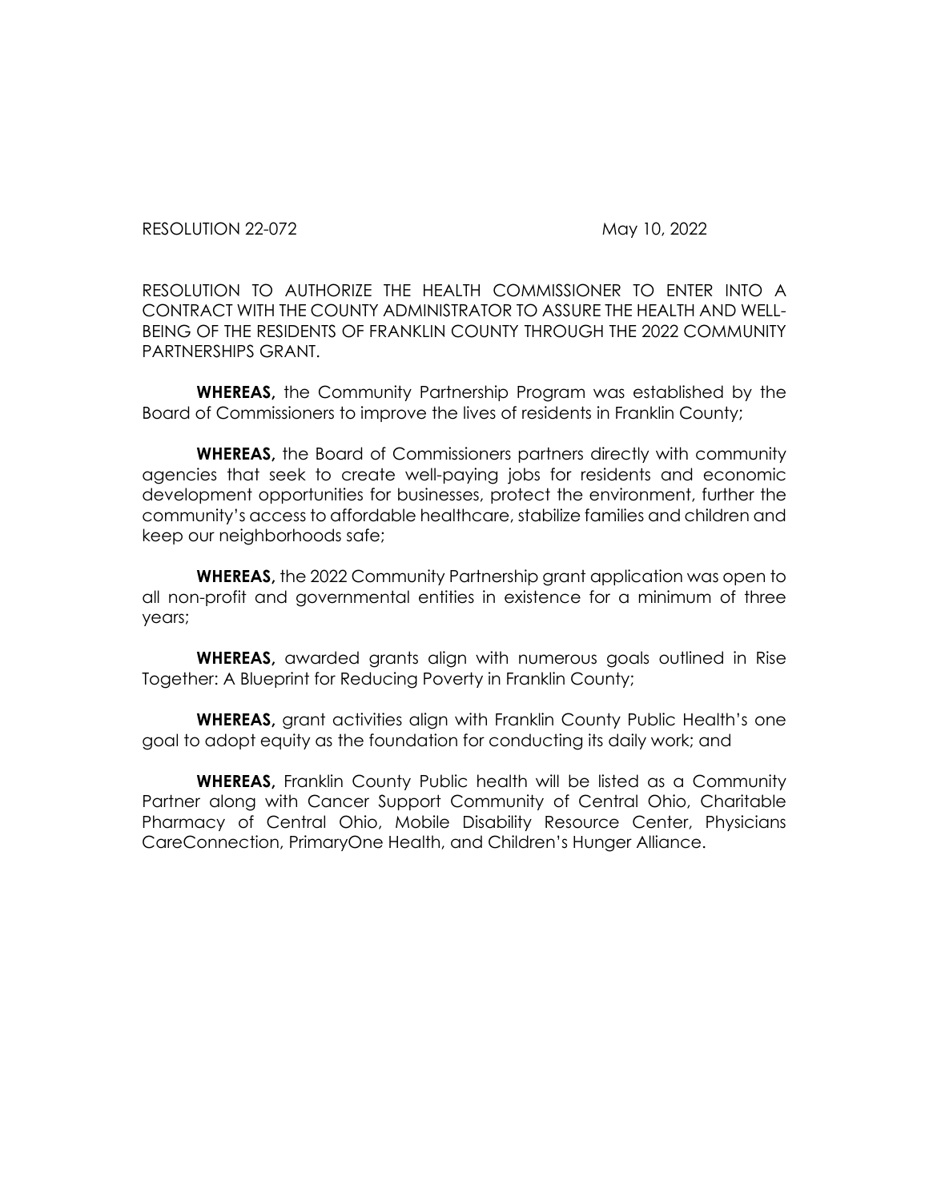RESOLUTION 22-072 May 10, 2022

RESOLUTION TO AUTHORIZE THE HEALTH COMMISSIONER TO ENTER INTO A CONTRACT WITH THE COUNTY ADMINISTRATOR TO ASSURE THE HEALTH AND WELL-BEING OF THE RESIDENTS OF FRANKLIN COUNTY THROUGH THE 2022 COMMUNITY PARTNERSHIPS GRANT.

**WHEREAS,** the Community Partnership Program was established by the Board of Commissioners to improve the lives of residents in Franklin County;

**WHEREAS,** the Board of Commissioners partners directly with community agencies that seek to create well-paying jobs for residents and economic development opportunities for businesses, protect the environment, further the community's access to affordable healthcare, stabilize families and children and keep our neighborhoods safe;

**WHEREAS,** the 2022 Community Partnership grant application was open to all non-profit and governmental entities in existence for a minimum of three years;

**WHEREAS,** awarded grants align with numerous goals outlined in Rise Together: A Blueprint for Reducing Poverty in Franklin County;

**WHEREAS,** grant activities align with Franklin County Public Health's one goal to adopt equity as the foundation for conducting its daily work; and

**WHEREAS,** Franklin County Public health will be listed as a Community Partner along with Cancer Support Community of Central Ohio, Charitable Pharmacy of Central Ohio, Mobile Disability Resource Center, Physicians CareConnection, PrimaryOne Health, and Children's Hunger Alliance.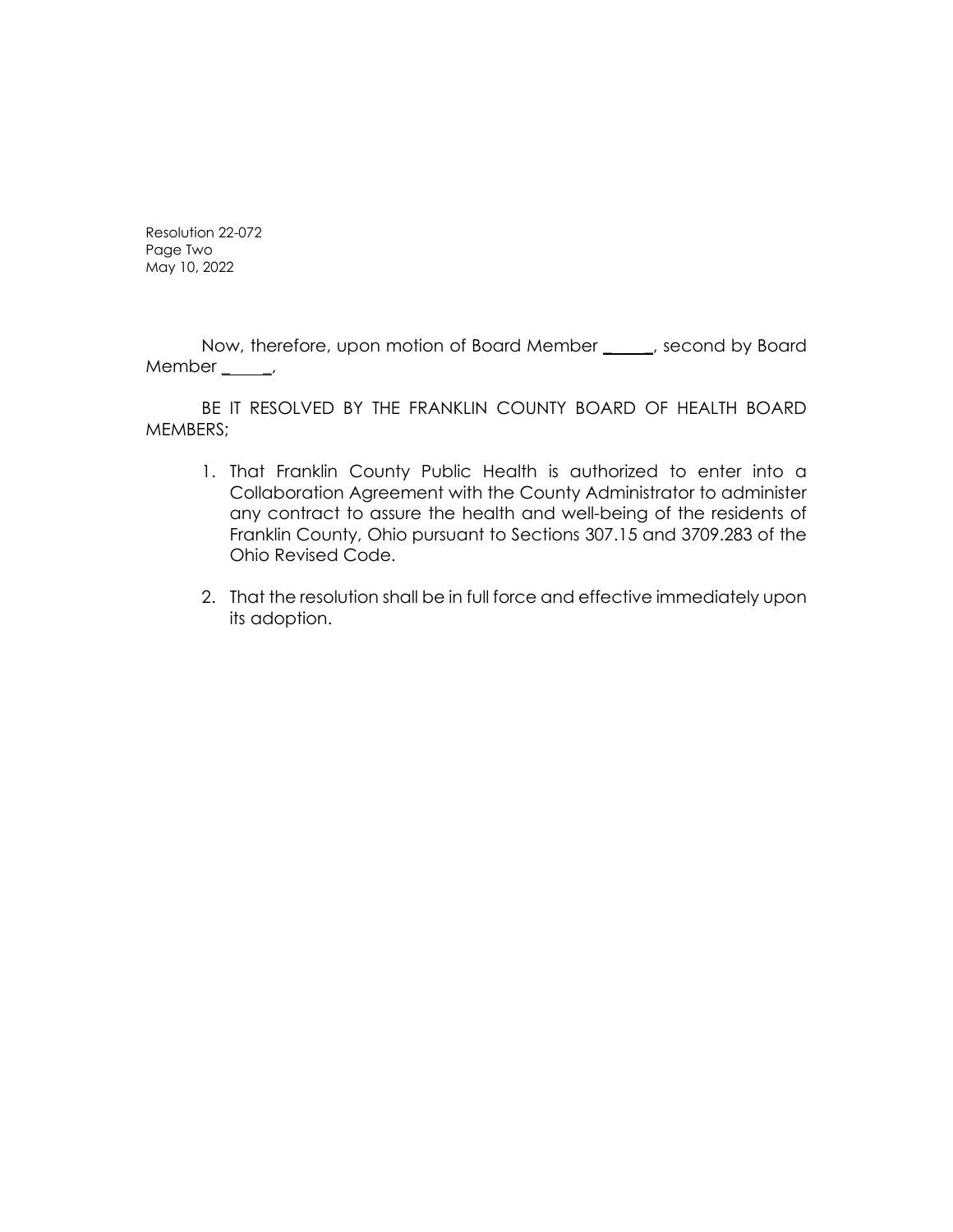Resolution 22-072
Page Two
May 10, 2022

Now, therefore, upon motion of Board Member ______, second by Board Member ______,

BE IT RESOLVED BY THE FRANKLIN COUNTY BOARD OF HEALTH BOARD MEMBERS;

1. That Franklin County Public Health is authorized to enter into a Collaboration Agreement with the County Administrator to administer any contract to assure the health and well-being of the residents of Franklin County, Ohio pursuant to Sections 307.15 and 3709.283 of the Ohio Revised Code.

2. That the resolution shall be in full force and effective immediately upon its adoption.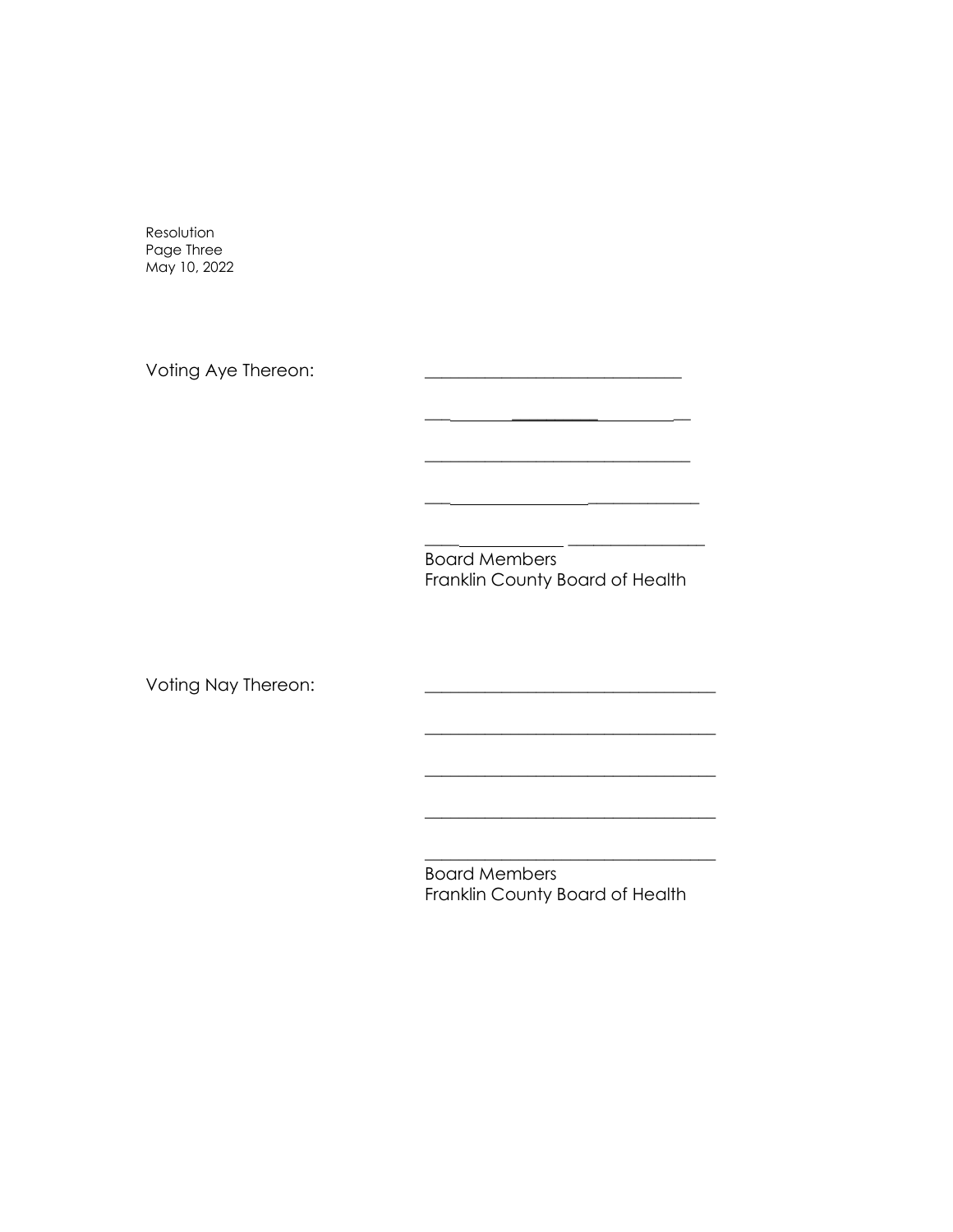Voting Aye Thereon:

_______________________________

_______________________________

_______________________________

_______________________________

_______________________________
Board Members
Franklin County Board of Health

Voting Nay Thereon:

_______________________________

_______________________________

_______________________________

_______________________________

_______________________________
Board Members
Franklin County Board of Health